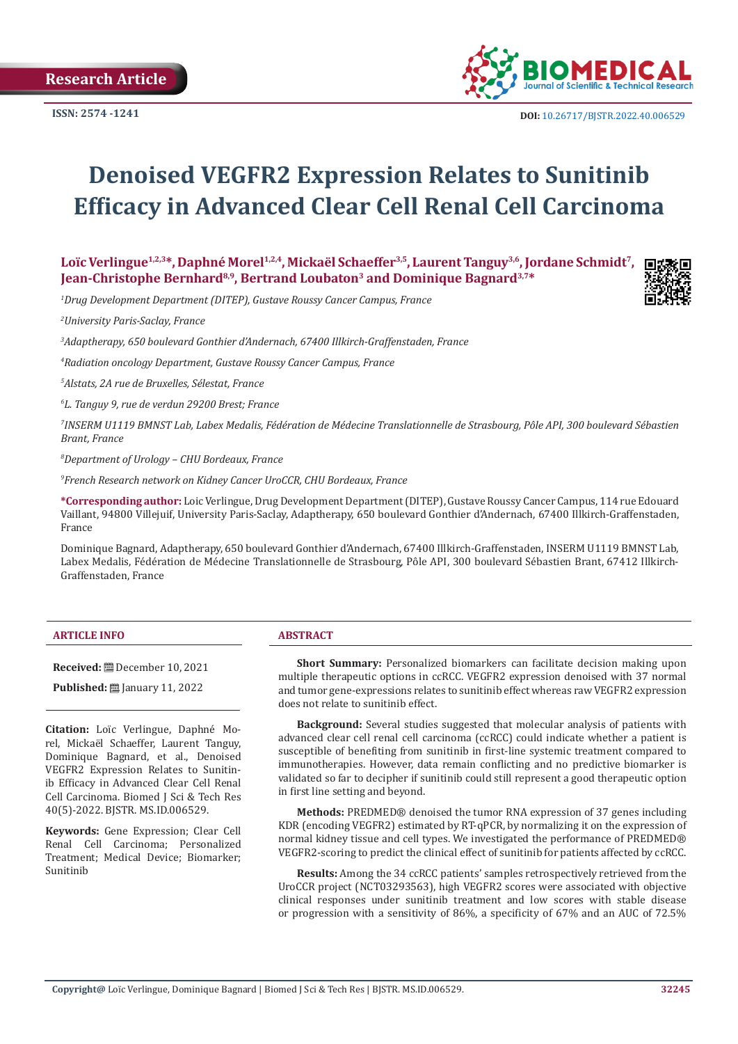Research Article

ISSN: 2574 -1241

DOI: 10.26717/BJSTR.2022.40.006529

# Denoised VEGFR2 Expression Relates to Sunitinib Efficacy in Advanced Clear Cell Renal Cell Carcinoma

**Loïc Verlingue[1,2,3]*, Daphné Morel[1,2,4], Mickaël Schaeffer[3,5], Laurent Tanguy[3,6], Jordane Schmidt[7], Jean-Christophe Bernhard[8,9], Bertrand Loubaton[3] and Dominique Bagnard[3,7]***

[1]*Drug Development Department (DITEP), Gustave Roussy Cancer Campus, France*

[2]*University Paris-Saclay, France*

[3]*Adaptherapy, 650 boulevard Gonthier d'Andernach, 67400 Illkirch-Graffenstaden, France*

[4]*Radiation oncology Department, Gustave Roussy Cancer Campus, France*

[5]*Alstats, 2A rue de Bruxelles, Sélestat, France*

[6]*L. Tanguy 9, rue de verdun 29200 Brest; France*

[7]*INSERM U1119 BMNST Lab, Labex Medalis, Fédération de Médecine Translationnelle de Strasbourg, Pôle API, 300 boulevard Sébastien Brant, France*

[8]*Department of Urology – CHU Bordeaux, France*

[9]*French Research network on Kidney Cancer UroCCR, CHU Bordeaux, France*

**\*Corresponding author:** Loic Verlingue, Drug Development Department (DITEP), Gustave Roussy Cancer Campus, 114 rue Edouard Vaillant, 94800 Villejuif, University Paris-Saclay, Adaptherapy, 650 boulevard Gonthier d'Andernach, 67400 Illkirch-Graffenstaden, France

Dominique Bagnard, Adaptherapy, 650 boulevard Gonthier d'Andernach, 67400 Illkirch-Graffenstaden, INSERM U1119 BMNST Lab, Labex Medalis, Fédération de Médecine Translationnelle de Strasbourg, Pôle API, 300 boulevard Sébastien Brant, 67412 Illkirch-Graffenstaden, France

## ARTICLE INFO

**Received:** December 10, 2021

**Published:** January 11, 2022

**Citation:** Loïc Verlingue, Daphné Morel, Mickaël Schaeffer, Laurent Tanguy, Dominique Bagnard, et al., Denoised VEGFR2 Expression Relates to Sunitinib Efficacy in Advanced Clear Cell Renal Cell Carcinoma. Biomed J Sci & Tech Res 40(5)-2022. BJSTR. MS.ID.006529.

**Keywords:** Gene Expression; Clear Cell Renal Cell Carcinoma; Personalized Treatment; Medical Device; Biomarker; Sunitinib

## ABSTRACT

**Short Summary:** Personalized biomarkers can facilitate decision making upon multiple therapeutic options in ccRCC. VEGFR2 expression denoised with 37 normal and tumor gene-expressions relates to sunitinib effect whereas raw VEGFR2 expression does not relate to sunitinib effect.

**Background:** Several studies suggested that molecular analysis of patients with advanced clear cell renal cell carcinoma (ccRCC) could indicate whether a patient is susceptible of benefiting from sunitinib in first-line systemic treatment compared to immunotherapies. However, data remain conflicting and no predictive biomarker is validated so far to decipher if sunitinib could still represent a good therapeutic option in first line setting and beyond.

**Methods:** PREDMED® denoised the tumor RNA expression of 37 genes including KDR (encoding VEGFR2) estimated by RT-qPCR, by normalizing it on the expression of normal kidney tissue and cell types. We investigated the performance of PREDMED® VEGFR2-scoring to predict the clinical effect of sunitinib for patients affected by ccRCC.

**Results:** Among the 34 ccRCC patients' samples retrospectively retrieved from the UroCCR project (NCT03293563), high VEGFR2 scores were associated with objective clinical responses under sunitinib treatment and low scores with stable disease or progression with a sensitivity of 86%, a specificity of 67% and an AUC of 72.5%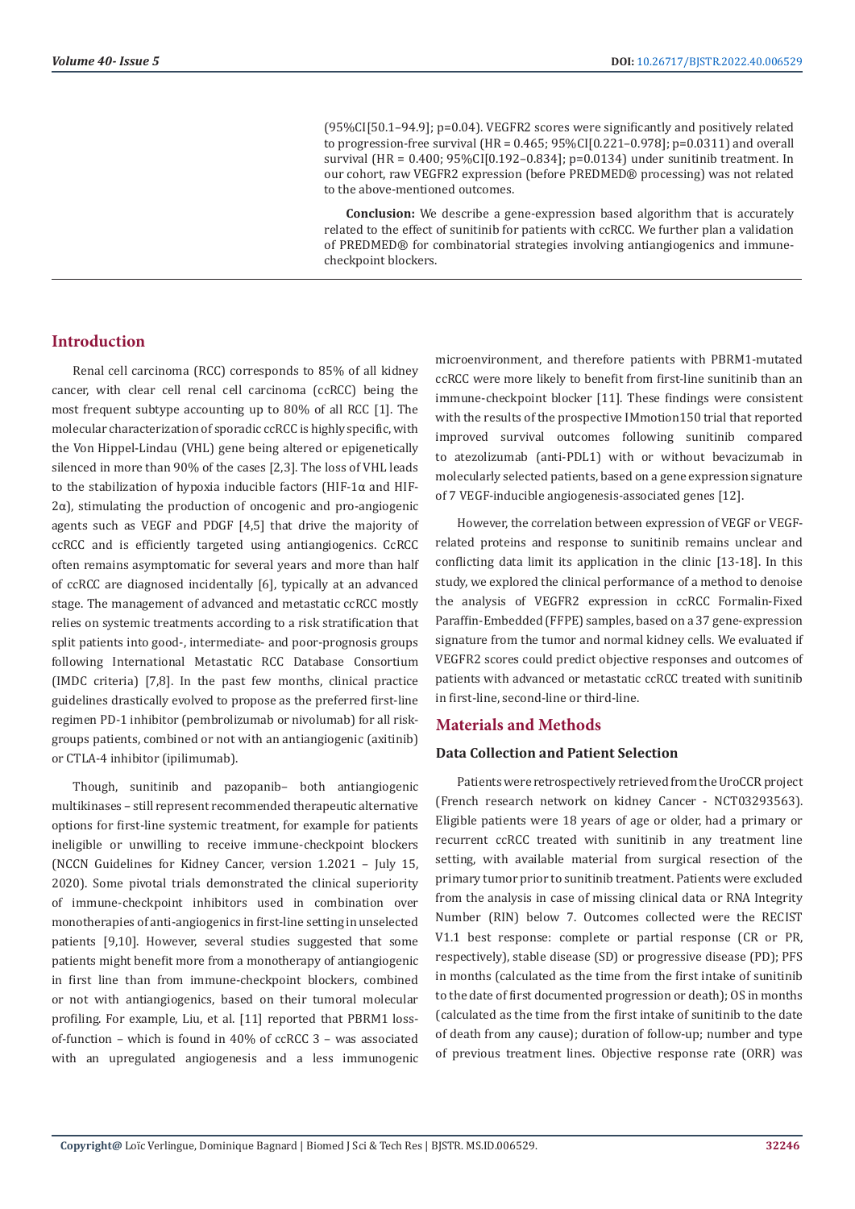(95%CI[50.1–94.9]; p=0.04). VEGFR2 scores were significantly and positively related to progression-free survival (HR = 0.465; 95%CI[0.221–0.978]; p=0.0311) and overall survival (HR = 0.400; 95%CI[0.192–0.834]; p=0.0134) under sunitinib treatment. In our cohort, raw VEGFR2 expression (before PREDMED® processing) was not related to the above-mentioned outcomes.

**Conclusion:** We describe a gene-expression based algorithm that is accurately related to the effect of sunitinib for patients with ccRCC. We further plan a validation of PREDMED® for combinatorial strategies involving antiangiogenics and immune-checkpoint blockers.

## Introduction

Renal cell carcinoma (RCC) corresponds to 85% of all kidney cancer, with clear cell renal cell carcinoma (ccRCC) being the most frequent subtype accounting up to 80% of all RCC [1]. The molecular characterization of sporadic ccRCC is highly specific, with the Von Hippel-Lindau (VHL) gene being altered or epigenetically silenced in more than 90% of the cases [2,3]. The loss of VHL leads to the stabilization of hypoxia inducible factors (HIF-1α and HIF-2α), stimulating the production of oncogenic and pro-angiogenic agents such as VEGF and PDGF [4,5] that drive the majority of ccRCC and is efficiently targeted using antiangiogenics. CcRCC often remains asymptomatic for several years and more than half of ccRCC are diagnosed incidentally [6], typically at an advanced stage. The management of advanced and metastatic ccRCC mostly relies on systemic treatments according to a risk stratification that split patients into good-, intermediate- and poor-prognosis groups following International Metastatic RCC Database Consortium (IMDC criteria) [7,8]. In the past few months, clinical practice guidelines drastically evolved to propose as the preferred first-line regimen PD-1 inhibitor (pembrolizumab or nivolumab) for all risk-groups patients, combined or not with an antiangiogenic (axitinib) or CTLA-4 inhibitor (ipilimumab).

Though, sunitinib and pazopanib– both antiangiogenic multikinases – still represent recommended therapeutic alternative options for first-line systemic treatment, for example for patients ineligible or unwilling to receive immune-checkpoint blockers (NCCN Guidelines for Kidney Cancer, version 1.2021 – July 15, 2020). Some pivotal trials demonstrated the clinical superiority of immune-checkpoint inhibitors used in combination over monotherapies of anti-angiogenics in first-line setting in unselected patients [9,10]. However, several studies suggested that some patients might benefit more from a monotherapy of antiangiogenic in first line than from immune-checkpoint blockers, combined or not with antiangiogenics, based on their tumoral molecular profiling. For example, Liu, et al. [11] reported that PBRM1 loss-of-function – which is found in 40% of ccRCC 3 – was associated with an upregulated angiogenesis and a less immunogenic microenvironment, and therefore patients with PBRM1-mutated ccRCC were more likely to benefit from first-line sunitinib than an immune-checkpoint blocker [11]. These findings were consistent with the results of the prospective IMmotion150 trial that reported improved survival outcomes following sunitinib compared to atezolizumab (anti-PDL1) with or without bevacizumab in molecularly selected patients, based on a gene expression signature of 7 VEGF-inducible angiogenesis-associated genes [12].

However, the correlation between expression of VEGF or VEGF-related proteins and response to sunitinib remains unclear and conflicting data limit its application in the clinic [13-18]. In this study, we explored the clinical performance of a method to denoise the analysis of VEGFR2 expression in ccRCC Formalin-Fixed Paraffin-Embedded (FFPE) samples, based on a 37 gene-expression signature from the tumor and normal kidney cells. We evaluated if VEGFR2 scores could predict objective responses and outcomes of patients with advanced or metastatic ccRCC treated with sunitinib in first-line, second-line or third-line.

## Materials and Methods

### Data Collection and Patient Selection

Patients were retrospectively retrieved from the UroCCR project (French research network on kidney Cancer - NCT03293563). Eligible patients were 18 years of age or older, had a primary or recurrent ccRCC treated with sunitinib in any treatment line setting, with available material from surgical resection of the primary tumor prior to sunitinib treatment. Patients were excluded from the analysis in case of missing clinical data or RNA Integrity Number (RIN) below 7. Outcomes collected were the RECIST V1.1 best response: complete or partial response (CR or PR, respectively), stable disease (SD) or progressive disease (PD); PFS in months (calculated as the time from the first intake of sunitinib to the date of first documented progression or death); OS in months (calculated as the time from the first intake of sunitinib to the date of death from any cause); duration of follow-up; number and type of previous treatment lines. Objective response rate (ORR) was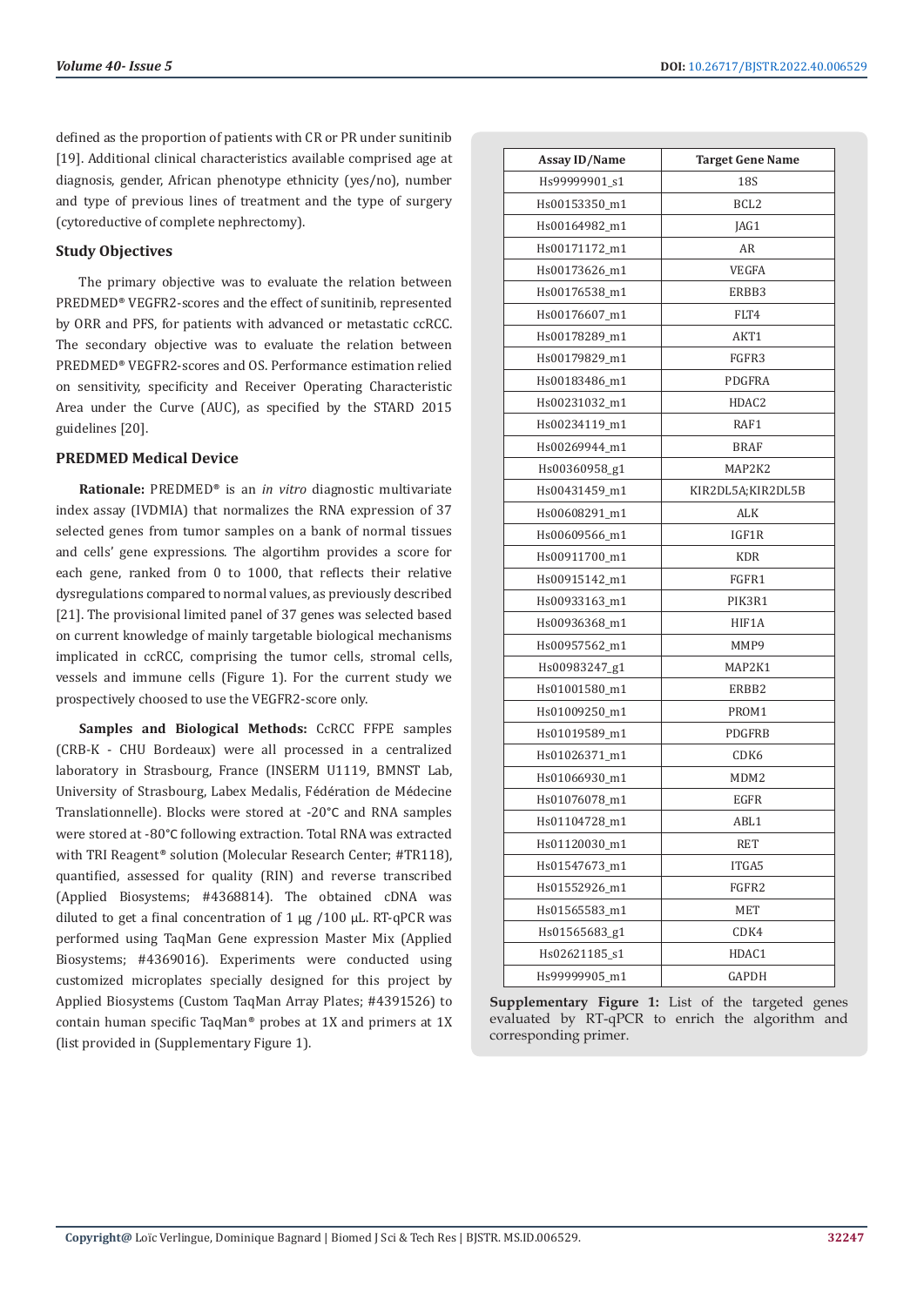defined as the proportion of patients with CR or PR under sunitinib [19]. Additional clinical characteristics available comprised age at diagnosis, gender, African phenotype ethnicity (yes/no), number and type of previous lines of treatment and the type of surgery (cytoreductive of complete nephrectomy).

### Study Objectives

The primary objective was to evaluate the relation between PREDMED® VEGFR2-scores and the effect of sunitinib, represented by ORR and PFS, for patients with advanced or metastatic ccRCC. The secondary objective was to evaluate the relation between PREDMED® VEGFR2-scores and OS. Performance estimation relied on sensitivity, specificity and Receiver Operating Characteristic Area under the Curve (AUC), as specified by the STARD 2015 guidelines [20].

### PREDMED Medical Device

**Rationale:** PREDMED® is an *in vitro* diagnostic multivariate index assay (IVDMIA) that normalizes the RNA expression of 37 selected genes from tumor samples on a bank of normal tissues and cells' gene expressions. The algortihm provides a score for each gene, ranked from 0 to 1000, that reflects their relative dysregulations compared to normal values, as previously described [21]. The provisional limited panel of 37 genes was selected based on current knowledge of mainly targetable biological mechanisms implicated in ccRCC, comprising the tumor cells, stromal cells, vessels and immune cells (Figure 1). For the current study we prospectively choosed to use the VEGFR2-score only.

**Samples and Biological Methods:** CcRCC FFPE samples (CRB-K - CHU Bordeaux) were all processed in a centralized laboratory in Strasbourg, France (INSERM U1119, BMNST Lab, University of Strasbourg, Labex Medalis, Fédération de Médecine Translationnelle). Blocks were stored at -20°C and RNA samples were stored at -80°C following extraction. Total RNA was extracted with TRI Reagent® solution (Molecular Research Center; #TR118), quantified, assessed for quality (RIN) and reverse transcribed (Applied Biosystems; #4368814). The obtained cDNA was diluted to get a final concentration of 1 µg /100 µL. RT-qPCR was performed using TaqMan Gene expression Master Mix (Applied Biosystems; #4369016). Experiments were conducted using customized microplates specially designed for this project by Applied Biosystems (Custom TaqMan Array Plates; #4391526) to contain human specific TaqMan® probes at 1X and primers at 1X (list provided in (Supplementary Figure 1).

| Assay ID/Name | Target Gene Name |
|---|---|
| Hs99999901_s1 | 18S |
| Hs00153350_m1 | BCL2 |
| Hs00164982_m1 | JAG1 |
| Hs00171172_m1 | AR |
| Hs00173626_m1 | VEGFA |
| Hs00176538_m1 | ERBB3 |
| Hs00176607_m1 | FLT4 |
| Hs00178289_m1 | AKT1 |
| Hs00179829_m1 | FGFR3 |
| Hs00183486_m1 | PDGFRA |
| Hs00231032_m1 | HDAC2 |
| Hs00234119_m1 | RAF1 |
| Hs00269944_m1 | BRAF |
| Hs00360958_g1 | MAP2K2 |
| Hs00431459_m1 | KIR2DL5A;KIR2DL5B |
| Hs00608291_m1 | ALK |
| Hs00609566_m1 | IGF1R |
| Hs00911700_m1 | KDR |
| Hs00915142_m1 | FGFR1 |
| Hs00933163_m1 | PIK3R1 |
| Hs00936368_m1 | HIF1A |
| Hs00957562_m1 | MMP9 |
| Hs00983247_g1 | MAP2K1 |
| Hs01001580_m1 | ERBB2 |
| Hs01009250_m1 | PROM1 |
| Hs01019589_m1 | PDGFRB |
| Hs01026371_m1 | CDK6 |
| Hs01066930_m1 | MDM2 |
| Hs01076078_m1 | EGFR |
| Hs01104728_m1 | ABL1 |
| Hs01120030_m1 | RET |
| Hs01547673_m1 | ITGA5 |
| Hs01552926_m1 | FGFR2 |
| Hs01565583_m1 | MET |
| Hs01565683_g1 | CDK4 |
| Hs02621185_s1 | HDAC1 |
| Hs99999905_m1 | GAPDH |

**Supplementary Figure 1:** List of the targeted genes evaluated by RT-qPCR to enrich the algorithm and corresponding primer.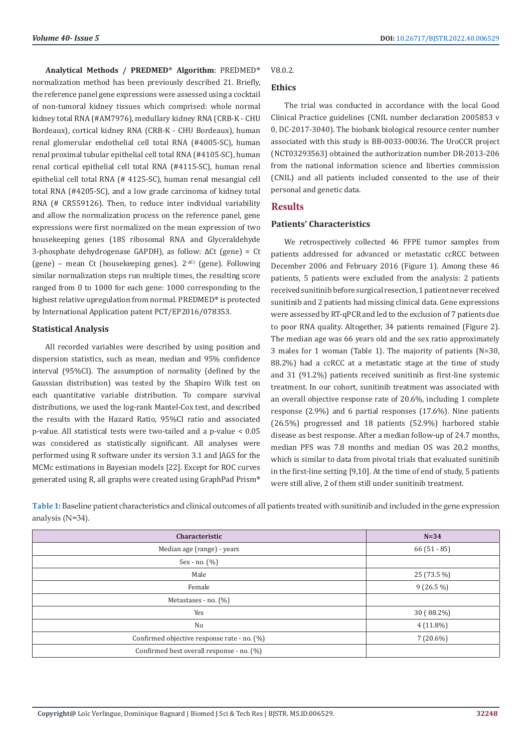**Analytical Methods / PREDMED® Algorithm**: PREDMED® normalization method has been previously described 21. Briefly, the reference panel gene expressions were assessed using a cocktail of non-tumoral kidney tissues which comprised: whole normal kidney total RNA (#AM7976), medullary kidney RNA (CRB-K - CHU Bordeaux), cortical kidney RNA (CRB-K - CHU Bordeaux), human renal glomerular endothelial cell total RNA (#4005-SC), human renal proximal tubular epithelial cell total RNA (#4105-SC), human renal cortical epithelial cell total RNA (#4115-SC), human renal epithelial cell total RNA (# 4125-SC), human renal mesangial cell total RNA (#4205-SC), and a low grade carcinoma of kidney total RNA (# CR559126). Then, to reduce inter individual variability and allow the normalization process on the reference panel, gene expressions were first normalized on the mean expression of two housekeeping genes (18S ribosomal RNA and Glyceraldehyde 3-phosphate dehydrogenase GAPDH), as follow: ΔCt (gene) = Ct (gene) – mean Ct (housekeeping genes). $2^{-\Delta Ct}$ (gene). Following similar normalization steps run multiple times, the resulting score ranged from 0 to 1000 for each gene: 1000 corresponding to the highest relative upregulation from normal. PREDMED® is protected by International Application patent PCT/EP2016/078353.

### Statistical Analysis

All recorded variables were described by using position and dispersion statistics, such as mean, median and 95% confidence interval (95%CI). The assumption of normality (defined by the Gaussian distribution) was tested by the Shapiro Wilk test on each quantitative variable distribution. To compare survival distributions, we used the log-rank Mantel-Cox test, and described the results with the Hazard Ratio, 95%CI ratio and associated p-value. All statistical tests were two-tailed and a p-value < 0.05 was considered as statistically significant. All analyses were performed using R software under its version 3.1 and JAGS for the MCMc estimations in Bayesian models [22]. Except for ROC curves generated using R, all graphs were created using GraphPad Prism® V8.0.2.

### Ethics

The trial was conducted in accordance with the local Good Clinical Practice guidelines (CNIL number declaration 2005853 v 0, DC-2017-3040). The biobank biological resource center number associated with this study is BB-0033-00036. The UroCCR project (NCT03293563) obtained the authorization number DR-2013-206 from the national information science and liberties commission (CNIL) and all patients included consented to the use of their personal and genetic data.

## Results

### Patients' Characteristics

We retrospectively collected 46 FFPE tumor samples from patients addressed for advanced or metastatic ccRCC between December 2006 and February 2016 (Figure 1). Among these 46 patients, 5 patients were excluded from the analysis: 2 patients received sunitinib before surgical resection, 1 patient never received sunitinib and 2 patients had missing clinical data. Gene expressions were assessed by RT-qPCR and led to the exclusion of 7 patients due to poor RNA quality. Altogether, 34 patients remained (Figure 2). The median age was 66 years old and the sex ratio approximately 3 males for 1 woman (Table 1). The majority of patients (N=30, 88.2%) had a ccRCC at a metastatic stage at the time of study and 31 (91.2%) patients received sunitinib as first-line systemic treatment. In our cohort, sunitinib treatment was associated with an overall objective response rate of 20.6%, including 1 complete response (2.9%) and 6 partial responses (17.6%). Nine patients (26.5%) progressed and 18 patients (52.9%) harbored stable disease as best response. After a median follow-up of 24.7 months, median PFS was 7.8 months and median OS was 20.2 months, which is similar to data from pivotal trials that evaluated sunitinib in the first-line setting [9,10]. At the time of end of study, 5 patients were still alive, 2 of them still under sunitinib treatment.

**Table 1:** Baseline patient characteristics and clinical outcomes of all patients treated with sunitinib and included in the gene expression analysis (N=34).

| Characteristic | N=34 |
|---|---|
| Median age (range) - years | 66 (51 - 85) |
| Sex - no. (%) | |
| Male | 25 (73.5 %) |
| Female | 9 (26.5 %) |
| Metastases - no. (%) | |
| Yes | 30 ( 88.2%) |
| No | 4 (11.8%) |
| Confirmed objective response rate - no. (%) | 7 (20.6%) |
| Confirmed best overall response - no. (%) | |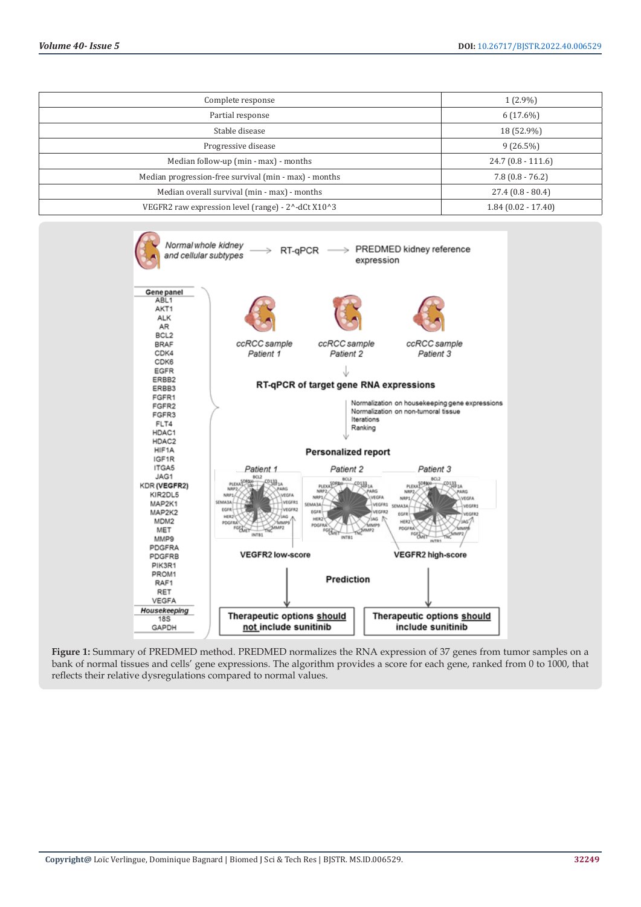| Complete response | 1 (2.9%) |
|---|---|
| Partial response | 6 (17.6%) |
| Stable disease | 18 (52.9%) |
| Progressive disease | 9 (26.5%) |
| Median follow-up (min - max) - months | 24.7 (0.8 - 111.6) |
| Median progression-free survival (min - max) - months | 7.8 (0.8 - 76.2) |
| Median overall survival (min - max) - months | 27.4 (0.8 - 80.4) |
| VEGFR2 raw expression level (range) - 2^-dCt X10^3 | 1.84 (0.02 - 17.40) |

**Figure 1:** Summary of PREDMED method. PREDMED normalizes the RNA expression of 37 genes from tumor samples on a bank of normal tissues and cells' gene expressions. The algorithm provides a score for each gene, ranked from 0 to 1000, that reflects their relative dysregulations compared to normal values.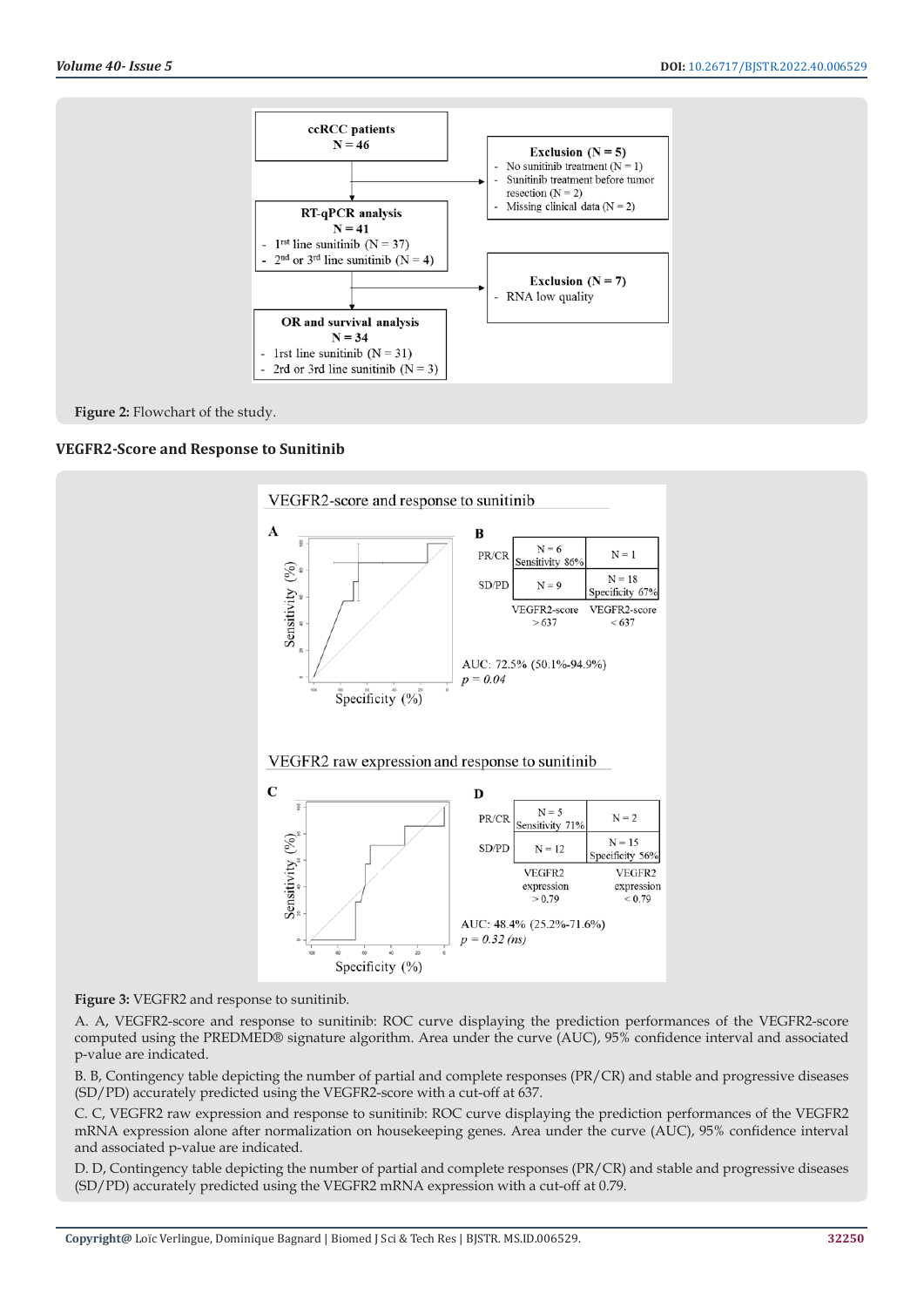Figure 2: Flowchart of the study.

## VEGFR2-Score and Response to Sunitinib

Figure 3: VEGFR2 and response to sunitinib.

A. A, VEGFR2-score and response to sunitinib: ROC curve displaying the prediction performances of the VEGFR2-score computed using the PREDMED® signature algorithm. Area under the curve (AUC), 95% confidence interval and associated p-value are indicated.

B. B, Contingency table depicting the number of partial and complete responses (PR/CR) and stable and progressive diseases (SD/PD) accurately predicted using the VEGFR2-score with a cut-off at 637.

C. C, VEGFR2 raw expression and response to sunitinib: ROC curve displaying the prediction performances of the VEGFR2 mRNA expression alone after normalization on housekeeping genes. Area under the curve (AUC), 95% confidence interval and associated p-value are indicated.

D. D, Contingency table depicting the number of partial and complete responses (PR/CR) and stable and progressive diseases (SD/PD) accurately predicted using the VEGFR2 mRNA expression with a cut-off at 0.79.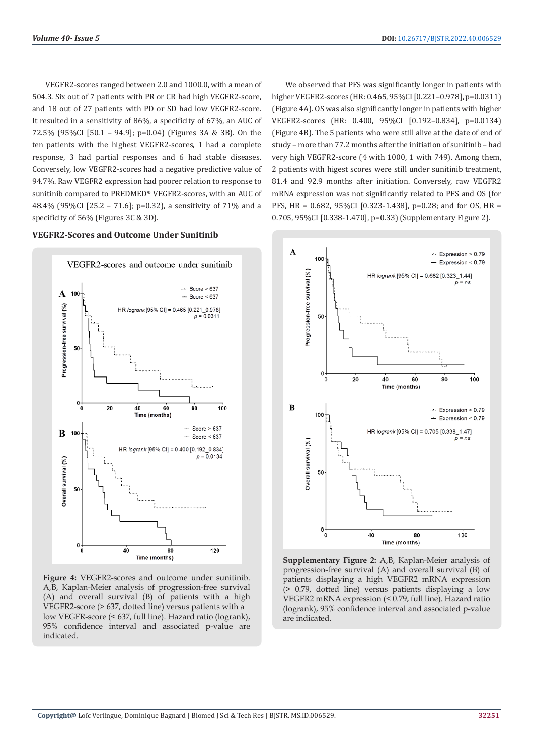VEGFR2-scores ranged between 2.0 and 1000.0, with a mean of 504.3. Six out of 7 patients with PR or CR had high VEGFR2-score, and 18 out of 27 patients with PD or SD had low VEGFR2-score. It resulted in a sensitivity of 86%, a specificity of 67%, an AUC of 72.5% (95%CI [50.1 – 94.9]; p=0.04) (Figures 3A & 3B). On the ten patients with the highest VEGFR2-scores, 1 had a complete response, 3 had partial responses and 6 had stable diseases. Conversely, low VEGFR2-scores had a negative predictive value of 94.7%. Raw VEGFR2 expression had poorer relation to response to sunitinib compared to PREDMED® VEGFR2-scores, with an AUC of 48.4% (95%CI [25.2 – 71.6]; p=0.32), a sensitivity of 71% and a specificity of 56% (Figures 3C & 3D).

### VEGFR2-Scores and Outcome Under Sunitinib

**Figure 4:** VEGFR2-scores and outcome under sunitinib. A,B, Kaplan-Meier analysis of progression-free survival (A) and overall survival (B) of patients with a high VEGFR2-score (> 637, dotted line) versus patients with a low VEGFR-score (< 637, full line). Hazard ratio (logrank), 95% confidence interval and associated p-value are indicated.

We observed that PFS was significantly longer in patients with higher VEGFR2-scores (HR: 0.465, 95%CI [0.221–0.978], p=0.0311) (Figure 4A). OS was also significantly longer in patients with higher VEGFR2-scores (HR: 0.400, 95%CI [0.192–0.834], p=0.0134) (Figure 4B). The 5 patients who were still alive at the date of end of study – more than 77.2 months after the initiation of sunitinib – had very high VEGFR2-score (4 with 1000, 1 with 749). Among them, 2 patients with higest scores were still under sunitinib treatment, 81.4 and 92.9 months after initiation. Conversely, raw VEGFR2 mRNA expression was not significantly related to PFS and OS (for PFS, HR = 0.682, 95%CI [0.323-1.438], p=0.28; and for OS, HR = 0.705, 95%CI [0.338-1.470], p=0.33) (Supplementary Figure 2).

**Supplementary Figure 2:** A,B, Kaplan-Meier analysis of progression-free survival (A) and overall survival (B) of patients displaying a high VEGFR2 mRNA expression (> 0.79, dotted line) versus patients displaying a low VEGFR2 mRNA expression (< 0.79, full line). Hazard ratio (logrank), 95% confidence interval and associated p-value are indicated.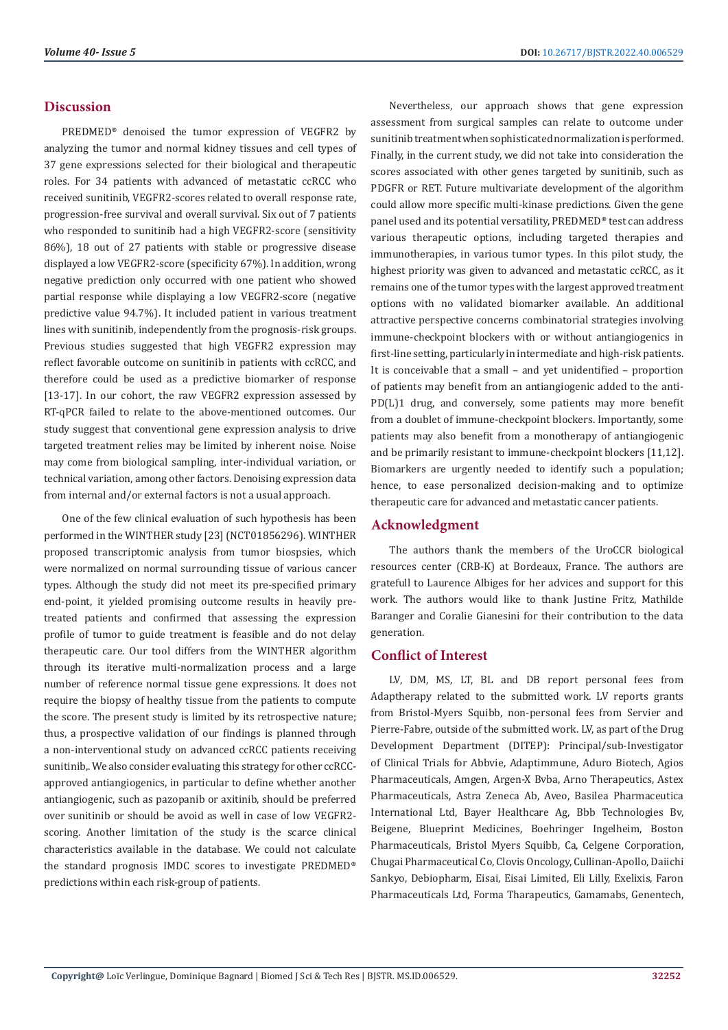## Discussion

PREDMED® denoised the tumor expression of VEGFR2 by analyzing the tumor and normal kidney tissues and cell types of 37 gene expressions selected for their biological and therapeutic roles. For 34 patients with advanced of metastatic ccRCC who received sunitinib, VEGFR2-scores related to overall response rate, progression-free survival and overall survival. Six out of 7 patients who responded to sunitinib had a high VEGFR2-score (sensitivity 86%), 18 out of 27 patients with stable or progressive disease displayed a low VEGFR2-score (specificity 67%). In addition, wrong negative prediction only occurred with one patient who showed partial response while displaying a low VEGFR2-score (negative predictive value 94.7%). It included patient in various treatment lines with sunitinib, independently from the prognosis-risk groups. Previous studies suggested that high VEGFR2 expression may reflect favorable outcome on sunitinib in patients with ccRCC, and therefore could be used as a predictive biomarker of response [13-17]. In our cohort, the raw VEGFR2 expression assessed by RT-qPCR failed to relate to the above-mentioned outcomes. Our study suggest that conventional gene expression analysis to drive targeted treatment relies may be limited by inherent noise. Noise may come from biological sampling, inter-individual variation, or technical variation, among other factors. Denoising expression data from internal and/or external factors is not a usual approach.

One of the few clinical evaluation of such hypothesis has been performed in the WINTHER study [23] (NCT01856296). WINTHER proposed transcriptomic analysis from tumor biospsies, which were normalized on normal surrounding tissue of various cancer types. Although the study did not meet its pre-specified primary end-point, it yielded promising outcome results in heavily pre-treated patients and confirmed that assessing the expression profile of tumor to guide treatment is feasible and do not delay therapeutic care. Our tool differs from the WINTHER algorithm through its iterative multi-normalization process and a large number of reference normal tissue gene expressions. It does not require the biopsy of healthy tissue from the patients to compute the score. The present study is limited by its retrospective nature; thus, a prospective validation of our findings is planned through a non-interventional study on advanced ccRCC patients receiving sunitinib,. We also consider evaluating this strategy for other ccRCC-approved antiangiogenics, in particular to define whether another antiangiogenic, such as pazopanib or axitinib, should be preferred over sunitinib or should be avoid as well in case of low VEGFR2-scoring. Another limitation of the study is the scarce clinical characteristics available in the database. We could not calculate the standard prognosis IMDC scores to investigate PREDMED® predictions within each risk-group of patients.

Nevertheless, our approach shows that gene expression assessment from surgical samples can relate to outcome under sunitinib treatment when sophisticated normalization is performed. Finally, in the current study, we did not take into consideration the scores associated with other genes targeted by sunitinib, such as PDGFR or RET. Future multivariate development of the algorithm could allow more specific multi-kinase predictions. Given the gene panel used and its potential versatility, PREDMED® test can address various therapeutic options, including targeted therapies and immunotherapies, in various tumor types. In this pilot study, the highest priority was given to advanced and metastatic ccRCC, as it remains one of the tumor types with the largest approved treatment options with no validated biomarker available. An additional attractive perspective concerns combinatorial strategies involving immune-checkpoint blockers with or without antiangiogenics in first-line setting, particularly in intermediate and high-risk patients. It is conceivable that a small – and yet unidentified – proportion of patients may benefit from an antiangiogenic added to the anti-PD(L)1 drug, and conversely, some patients may more benefit from a doublet of immune-checkpoint blockers. Importantly, some patients may also benefit from a monotherapy of antiangiogenic and be primarily resistant to immune-checkpoint blockers [11,12]. Biomarkers are urgently needed to identify such a population; hence, to ease personalized decision-making and to optimize therapeutic care for advanced and metastatic cancer patients.

## Acknowledgment

The authors thank the members of the UroCCR biological resources center (CRB-K) at Bordeaux, France. The authors are gratefull to Laurence Albiges for her advices and support for this work. The authors would like to thank Justine Fritz, Mathilde Baranger and Coralie Gianesini for their contribution to the data generation.

## Conflict of Interest

LV, DM, MS, LT, BL and DB report personal fees from Adaptherapy related to the submitted work. LV reports grants from Bristol-Myers Squibb, non-personal fees from Servier and Pierre-Fabre, outside of the submitted work. LV, as part of the Drug Development Department (DITEP): Principal/sub-Investigator of Clinical Trials for Abbvie, Adaptimmune, Aduro Biotech, Agios Pharmaceuticals, Amgen, Argen-X Bvba, Arno Therapeutics, Astex Pharmaceuticals, Astra Zeneca Ab, Aveo, Basilea Pharmaceutica International Ltd, Bayer Healthcare Ag, Bbb Technologies Bv, Beigene, Blueprint Medicines, Boehringer Ingelheim, Boston Pharmaceuticals, Bristol Myers Squibb, Ca, Celgene Corporation, Chugai Pharmaceutical Co, Clovis Oncology, Cullinan-Apollo, Daiichi Sankyo, Debiopharm, Eisai, Eisai Limited, Eli Lilly, Exelixis, Faron Pharmaceuticals Ltd, Forma Tharapeutics, Gamamabs, Genentech,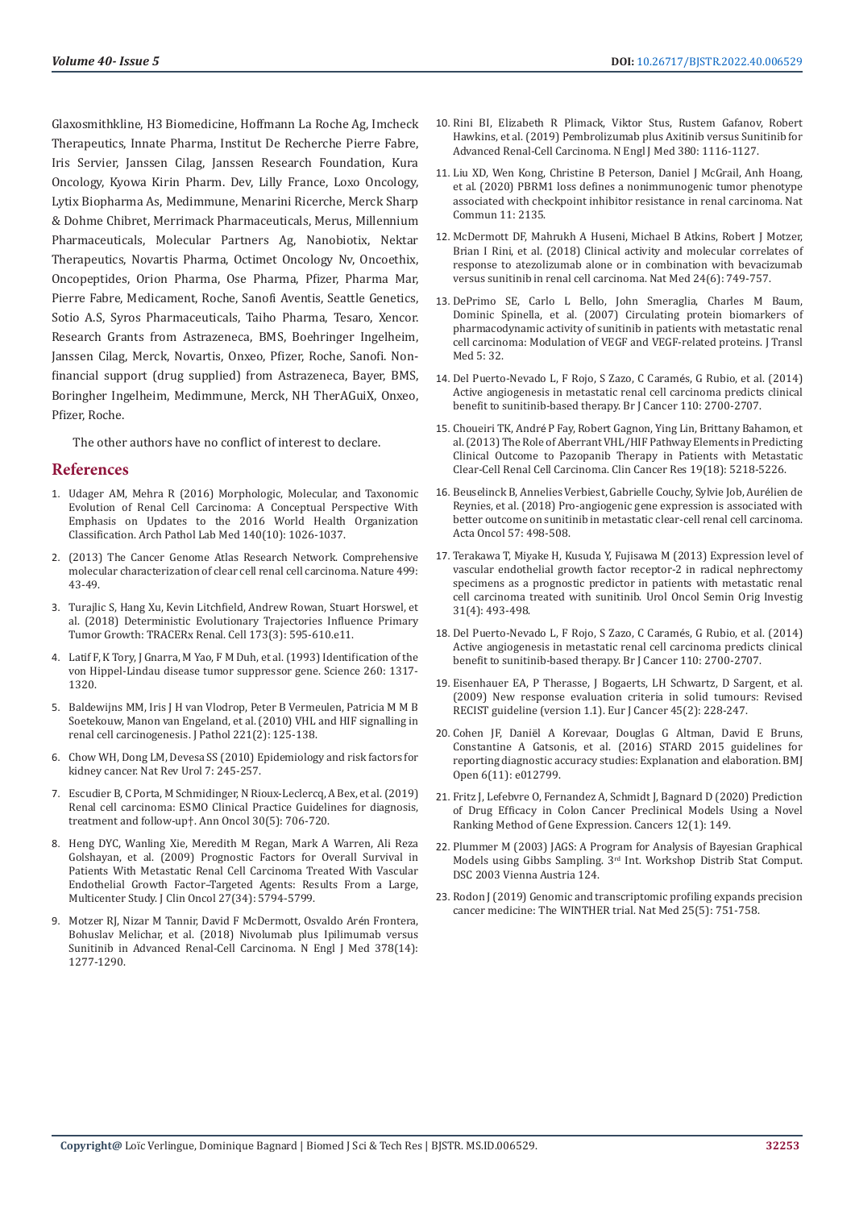Glaxosmithkline, H3 Biomedicine, Hoffmann La Roche Ag, Imcheck Therapeutics, Innate Pharma, Institut De Recherche Pierre Fabre, Iris Servier, Janssen Cilag, Janssen Research Foundation, Kura Oncology, Kyowa Kirin Pharm. Dev, Lilly France, Loxo Oncology, Lytix Biopharma As, Medimmune, Menarini Ricerche, Merck Sharp & Dohme Chibret, Merrimack Pharmaceuticals, Merus, Millennium Pharmaceuticals, Molecular Partners Ag, Nanobiotix, Nektar Therapeutics, Novartis Pharma, Octimet Oncology Nv, Oncoethix, Oncopeptides, Orion Pharma, Ose Pharma, Pfizer, Pharma Mar, Pierre Fabre, Medicament, Roche, Sanofi Aventis, Seattle Genetics, Sotio A.S, Syros Pharmaceuticals, Taiho Pharma, Tesaro, Xencor. Research Grants from Astrazeneca, BMS, Boehringer Ingelheim, Janssen Cilag, Merck, Novartis, Onxeo, Pfizer, Roche, Sanofi. Non-financial support (drug supplied) from Astrazeneca, Bayer, BMS, Boringher Ingelheim, Medimmune, Merck, NH TherAGuiX, Onxeo, Pfizer, Roche.

The other authors have no conflict of interest to declare.

## References

1. Udager AM, Mehra R (2016) Morphologic, Molecular, and Taxonomic Evolution of Renal Cell Carcinoma: A Conceptual Perspective With Emphasis on Updates to the 2016 World Health Organization Classification. Arch Pathol Lab Med 140(10): 1026-1037.
2. (2013) The Cancer Genome Atlas Research Network. Comprehensive molecular characterization of clear cell renal cell carcinoma. Nature 499: 43-49.
3. Turajlic S, Hang Xu, Kevin Litchfield, Andrew Rowan, Stuart Horswel, et al. (2018) Deterministic Evolutionary Trajectories Influence Primary Tumor Growth: TRACERx Renal. Cell 173(3): 595-610.e11.
4. Latif F, K Tory, J Gnarra, M Yao, F M Duh, et al. (1993) Identification of the von Hippel-Lindau disease tumor suppressor gene. Science 260: 1317-1320.
5. Baldewijns MM, Iris J H van Vlodrop, Peter B Vermeulen, Patricia M M B Soetekouw, Manon van Engeland, et al. (2010) VHL and HIF signalling in renal cell carcinogenesis. J Pathol 221(2): 125-138.
6. Chow WH, Dong LM, Devesa SS (2010) Epidemiology and risk factors for kidney cancer. Nat Rev Urol 7: 245-257.
7. Escudier B, C Porta, M Schmidinger, N Rioux-Leclercq, A Bex, et al. (2019) Renal cell carcinoma: ESMO Clinical Practice Guidelines for diagnosis, treatment and follow-up†. Ann Oncol 30(5): 706-720.
8. Heng DYC, Wanling Xie, Meredith M Regan, Mark A Warren, Ali Reza Golshayan, et al. (2009) Prognostic Factors for Overall Survival in Patients With Metastatic Renal Cell Carcinoma Treated With Vascular Endothelial Growth Factor–Targeted Agents: Results From a Large, Multicenter Study. J Clin Oncol 27(34): 5794-5799.
9. Motzer RJ, Nizar M Tannir, David F McDermott, Osvaldo Arén Frontera, Bohuslav Melichar, et al. (2018) Nivolumab plus Ipilimumab versus Sunitinib in Advanced Renal-Cell Carcinoma. N Engl J Med 378(14): 1277-1290.
10. Rini BI, Elizabeth R Plimack, Viktor Stus, Rustem Gafanov, Robert Hawkins, et al. (2019) Pembrolizumab plus Axitinib versus Sunitinib for Advanced Renal-Cell Carcinoma. N Engl J Med 380: 1116-1127.
11. Liu XD, Wen Kong, Christine B Peterson, Daniel J McGrail, Anh Hoang, et al. (2020) PBRM1 loss defines a nonimmunogenic tumor phenotype associated with checkpoint inhibitor resistance in renal carcinoma. Nat Commun 11: 2135.
12. McDermott DF, Mahrukh A Huseni, Michael B Atkins, Robert J Motzer, Brian I Rini, et al. (2018) Clinical activity and molecular correlates of response to atezolizumab alone or in combination with bevacizumab versus sunitinib in renal cell carcinoma. Nat Med 24(6): 749-757.
13. DePrimo SE, Carlo L Bello, John Smeraglia, Charles M Baum, Dominic Spinella, et al. (2007) Circulating protein biomarkers of pharmacodynamic activity of sunitinib in patients with metastatic renal cell carcinoma: Modulation of VEGF and VEGF-related proteins. J Transl Med 5: 32.
14. Del Puerto-Nevado L, F Rojo, S Zazo, C Caramés, G Rubio, et al. (2014) Active angiogenesis in metastatic renal cell carcinoma predicts clinical benefit to sunitinib-based therapy. Br J Cancer 110: 2700-2707.
15. Choueiri TK, André P Fay, Robert Gagnon, Ying Lin, Brittany Bahamon, et al. (2013) The Role of Aberrant VHL/HIF Pathway Elements in Predicting Clinical Outcome to Pazopanib Therapy in Patients with Metastatic Clear-Cell Renal Cell Carcinoma. Clin Cancer Res 19(18): 5218-5226.
16. Beuselinck B, Annelies Verbiest, Gabrielle Couchy, Sylvie Job, Aurélien de Reynies, et al. (2018) Pro-angiogenic gene expression is associated with better outcome on sunitinib in metastatic clear-cell renal cell carcinoma. Acta Oncol 57: 498-508.
17. Terakawa T, Miyake H, Kusuda Y, Fujisawa M (2013) Expression level of vascular endothelial growth factor receptor-2 in radical nephrectomy specimens as a prognostic predictor in patients with metastatic renal cell carcinoma treated with sunitinib. Urol Oncol Semin Orig Investig 31(4): 493-498.
18. Del Puerto-Nevado L, F Rojo, S Zazo, C Caramés, G Rubio, et al. (2014) Active angiogenesis in metastatic renal cell carcinoma predicts clinical benefit to sunitinib-based therapy. Br J Cancer 110: 2700-2707.
19. Eisenhauer EA, P Therasse, J Bogaerts, LH Schwartz, D Sargent, et al. (2009) New response evaluation criteria in solid tumours: Revised RECIST guideline (version 1.1). Eur J Cancer 45(2): 228-247.
20. Cohen JF, Daniël A Korevaar, Douglas G Altman, David E Bruns, Constantine A Gatsonis, et al. (2016) STARD 2015 guidelines for reporting diagnostic accuracy studies: Explanation and elaboration. BMJ Open 6(11): e012799.
21. Fritz J, Lefebvre O, Fernandez A, Schmidt J, Bagnard D (2020) Prediction of Drug Efficacy in Colon Cancer Preclinical Models Using a Novel Ranking Method of Gene Expression. Cancers 12(1): 149.
22. Plummer M (2003) JAGS: A Program for Analysis of Bayesian Graphical Models using Gibbs Sampling. 3rd Int. Workshop Distrib Stat Comput. DSC 2003 Vienna Austria 124.
23. Rodon J (2019) Genomic and transcriptomic profiling expands precision cancer medicine: The WINTHER trial. Nat Med 25(5): 751-758.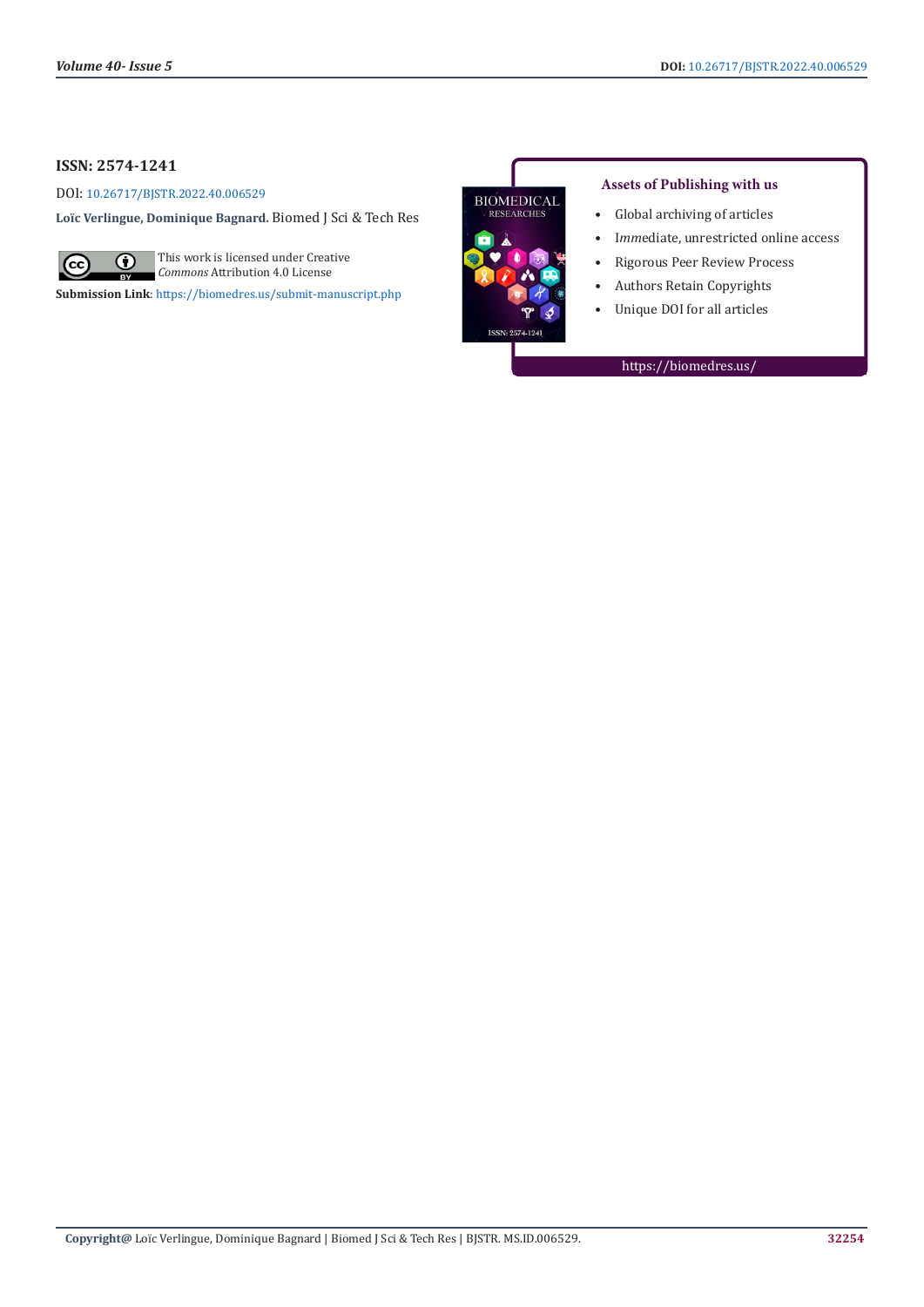**ISSN: 2574-1241**

DOI: 10.26717/BJSTR.2022.40.006529

**Loïc Verlingue, Dominique Bagnard.** Biomed J Sci & Tech Res

This work is licensed under Creative *Commons* Attribution 4.0 License

**Submission Link**: https://biomedres.us/submit-manuscript.php

### Assets of Publishing with us

- Global archiving of articles
- Immediate, unrestricted online access
- Rigorous Peer Review Process
- Authors Retain Copyrights
- Unique DOI for all articles

https://biomedres.us/